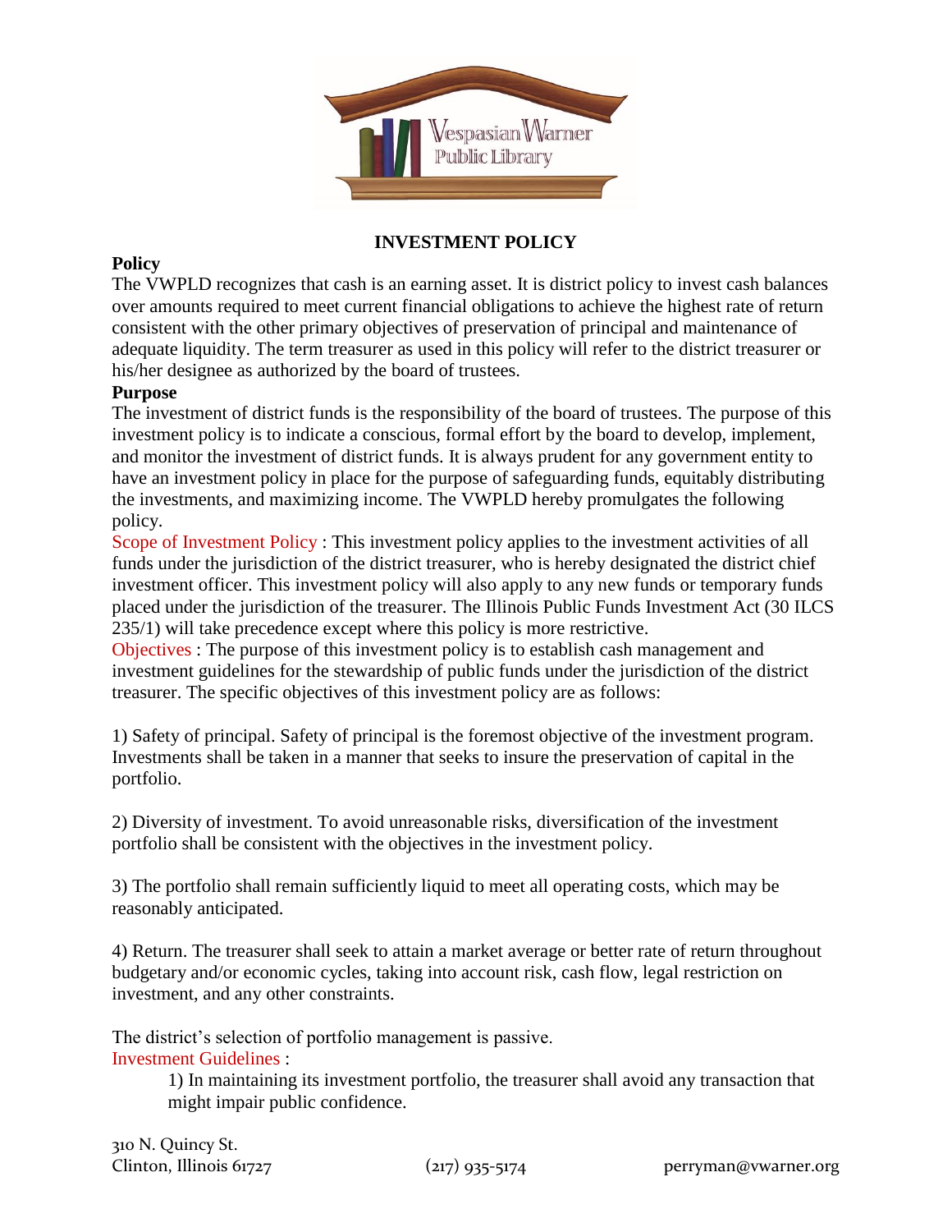# INVESTMENT POLICY

**Policy**

The VWPLD recognizes that cash is an earning asset. It is district policy to invest cash balances over amounts required to meet current financial obligations to achieve the highest rate of return consistent with the other primary objectives of preservation of principal and maintenance of adequate liquidity. The term treasurer as used in this policy will refer to the district treasurer or his/her designee as authorized by the board of trustees.

**Purpose**

The investment of district funds is the responsibility of the board of trustees. The purpose of this investment policy is to indicate a conscious, formal effort by the board to develop, implement, and monitor the investment of district funds. It is always prudent for any government entity to have an investment policy in place for the purpose of safeguarding funds, equitably distributing the investments, and maximizing income. The VWPLD hereby promulgates the following policy.

Scope of Investment Policy : This investment policy applies to the investment activities of all funds under the jurisdiction of the district treasurer, who is hereby designated the district chief investment officer. This investment policy will also apply to any new funds or temporary funds placed under the jurisdiction of the treasurer. The Illinois Public Funds Investment Act (30 ILCS 235/1) will take precedence except where this policy is more restrictive.

Objectives : The purpose of this investment policy is to establish cash management and investment guidelines for the stewardship of public funds under the jurisdiction of the district treasurer. The specific objectives of this investment policy are as follows:

1) Safety of principal. Safety of principal is the foremost objective of the investment program. Investments shall be taken in a manner that seeks to insure the preservation of capital in the portfolio.

2) Diversity of investment. To avoid unreasonable risks, diversification of the investment portfolio shall be consistent with the objectives in the investment policy.

3) The portfolio shall remain sufficiently liquid to meet all operating costs, which may be reasonably anticipated.

4) Return. The treasurer shall seek to attain a market average or better rate of return throughout budgetary and/or economic cycles, taking into account risk, cash flow, legal restriction on investment, and any other constraints.

The district's selection of portfolio management is passive.

Investment Guidelines :

1) In maintaining its investment portfolio, the treasurer shall avoid any transaction that might impair public confidence.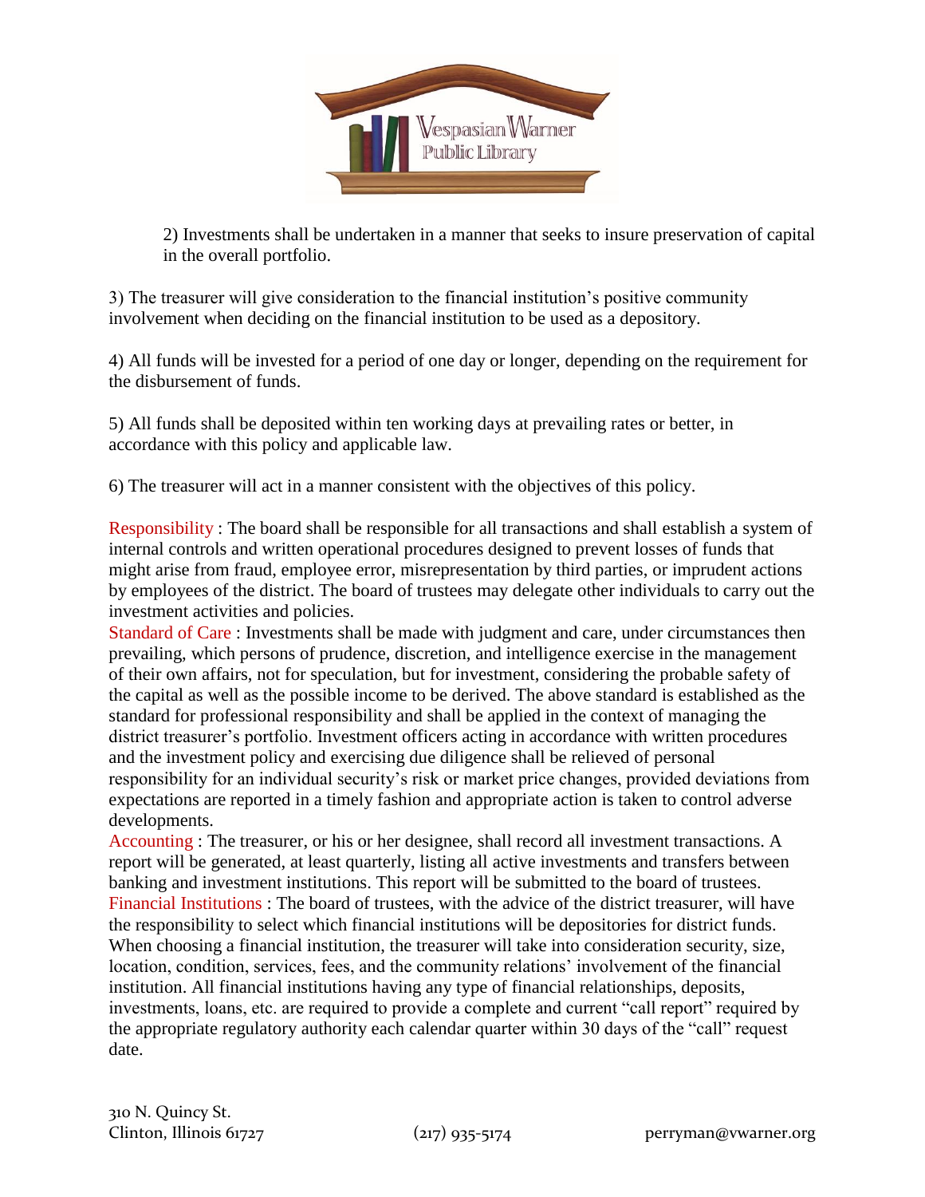2) Investments shall be undertaken in a manner that seeks to insure preservation of capital in the overall portfolio.

3) The treasurer will give consideration to the financial institution's positive community involvement when deciding on the financial institution to be used as a depository.

4) All funds will be invested for a period of one day or longer, depending on the requirement for the disbursement of funds.

5) All funds shall be deposited within ten working days at prevailing rates or better, in accordance with this policy and applicable law.

6) The treasurer will act in a manner consistent with the objectives of this policy.

Responsibility : The board shall be responsible for all transactions and shall establish a system of internal controls and written operational procedures designed to prevent losses of funds that might arise from fraud, employee error, misrepresentation by third parties, or imprudent actions by employees of the district. The board of trustees may delegate other individuals to carry out the investment activities and policies.

Standard of Care : Investments shall be made with judgment and care, under circumstances then prevailing, which persons of prudence, discretion, and intelligence exercise in the management of their own affairs, not for speculation, but for investment, considering the probable safety of the capital as well as the possible income to be derived. The above standard is established as the standard for professional responsibility and shall be applied in the context of managing the district treasurer's portfolio. Investment officers acting in accordance with written procedures and the investment policy and exercising due diligence shall be relieved of personal responsibility for an individual security's risk or market price changes, provided deviations from expectations are reported in a timely fashion and appropriate action is taken to control adverse developments.

Accounting : The treasurer, or his or her designee, shall record all investment transactions. A report will be generated, at least quarterly, listing all active investments and transfers between banking and investment institutions. This report will be submitted to the board of trustees.

Financial Institutions : The board of trustees, with the advice of the district treasurer, will have the responsibility to select which financial institutions will be depositories for district funds. When choosing a financial institution, the treasurer will take into consideration security, size, location, condition, services, fees, and the community relations' involvement of the financial institution. All financial institutions having any type of financial relationships, deposits, investments, loans, etc. are required to provide a complete and current "call report" required by the appropriate regulatory authority each calendar quarter within 30 days of the "call" request date.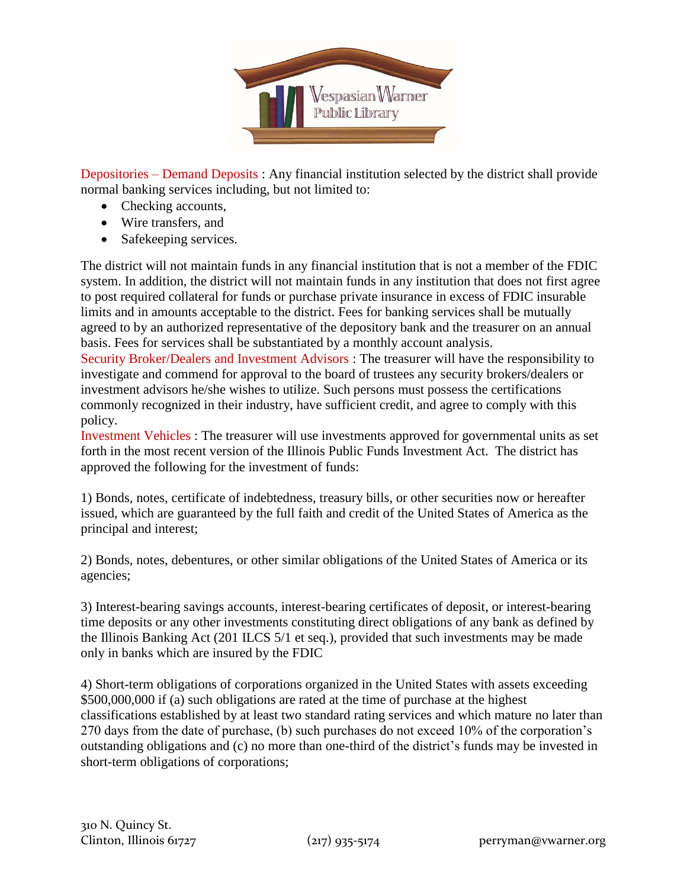**Depositories – Demand Deposits** : Any financial institution selected by the district shall provide normal banking services including, but not limited to:

- Checking accounts,
- Wire transfers, and
- Safekeeping services.

The district will not maintain funds in any financial institution that is not a member of the FDIC system. In addition, the district will not maintain funds in any institution that does not first agree to post required collateral for funds or purchase private insurance in excess of FDIC insurable limits and in amounts acceptable to the district. Fees for banking services shall be mutually agreed to by an authorized representative of the depository bank and the treasurer on an annual basis. Fees for services shall be substantiated by a monthly account analysis.

**Security Broker/Dealers and Investment Advisors** : The treasurer will have the responsibility to investigate and commend for approval to the board of trustees any security brokers/dealers or investment advisors he/she wishes to utilize. Such persons must possess the certifications commonly recognized in their industry, have sufficient credit, and agree to comply with this policy.

**Investment Vehicles** : The treasurer will use investments approved for governmental units as set forth in the most recent version of the Illinois Public Funds Investment Act. The district has approved the following for the investment of funds:

1) Bonds, notes, certificate of indebtedness, treasury bills, or other securities now or hereafter issued, which are guaranteed by the full faith and credit of the United States of America as the principal and interest;

2) Bonds, notes, debentures, or other similar obligations of the United States of America or its agencies;

3) Interest-bearing savings accounts, interest-bearing certificates of deposit, or interest-bearing time deposits or any other investments constituting direct obligations of any bank as defined by the Illinois Banking Act (201 ILCS 5/1 et seq.), provided that such investments may be made only in banks which are insured by the FDIC

4) Short-term obligations of corporations organized in the United States with assets exceeding $500,000,000 if (a) such obligations are rated at the time of purchase at the highest classifications established by at least two standard rating services and which mature no later than 270 days from the date of purchase, (b) such purchases do not exceed 10% of the corporation's outstanding obligations and (c) no more than one-third of the district's funds may be invested in short-term obligations of corporations;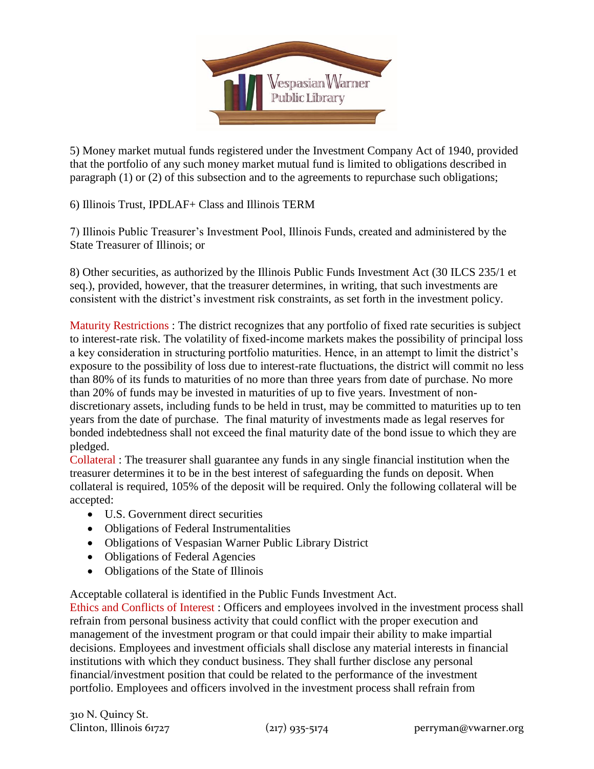5) Money market mutual funds registered under the Investment Company Act of 1940, provided that the portfolio of any such money market mutual fund is limited to obligations described in paragraph (1) or (2) of this subsection and to the agreements to repurchase such obligations;

6) Illinois Trust, IPDLAF+ Class and Illinois TERM

7) Illinois Public Treasurer's Investment Pool, Illinois Funds, created and administered by the State Treasurer of Illinois; or

8) Other securities, as authorized by the Illinois Public Funds Investment Act (30 ILCS 235/1 et seq.), provided, however, that the treasurer determines, in writing, that such investments are consistent with the district's investment risk constraints, as set forth in the investment policy.

Maturity Restrictions : The district recognizes that any portfolio of fixed rate securities is subject to interest-rate risk. The volatility of fixed-income markets makes the possibility of principal loss a key consideration in structuring portfolio maturities. Hence, in an attempt to limit the district's exposure to the possibility of loss due to interest-rate fluctuations, the district will commit no less than 80% of its funds to maturities of no more than three years from date of purchase. No more than 20% of funds may be invested in maturities of up to five years. Investment of non-discretionary assets, including funds to be held in trust, may be committed to maturities up to ten years from the date of purchase. The final maturity of investments made as legal reserves for bonded indebtedness shall not exceed the final maturity date of the bond issue to which they are pledged.

Collateral : The treasurer shall guarantee any funds in any single financial institution when the treasurer determines it to be in the best interest of safeguarding the funds on deposit. When collateral is required, 105% of the deposit will be required. Only the following collateral will be accepted:

- U.S. Government direct securities
- Obligations of Federal Instrumentalities
- Obligations of Vespasian Warner Public Library District
- Obligations of Federal Agencies
- Obligations of the State of Illinois

Acceptable collateral is identified in the Public Funds Investment Act.

Ethics and Conflicts of Interest : Officers and employees involved in the investment process shall refrain from personal business activity that could conflict with the proper execution and management of the investment program or that could impair their ability to make impartial decisions. Employees and investment officials shall disclose any material interests in financial institutions with which they conduct business. They shall further disclose any personal financial/investment position that could be related to the performance of the investment portfolio. Employees and officers involved in the investment process shall refrain from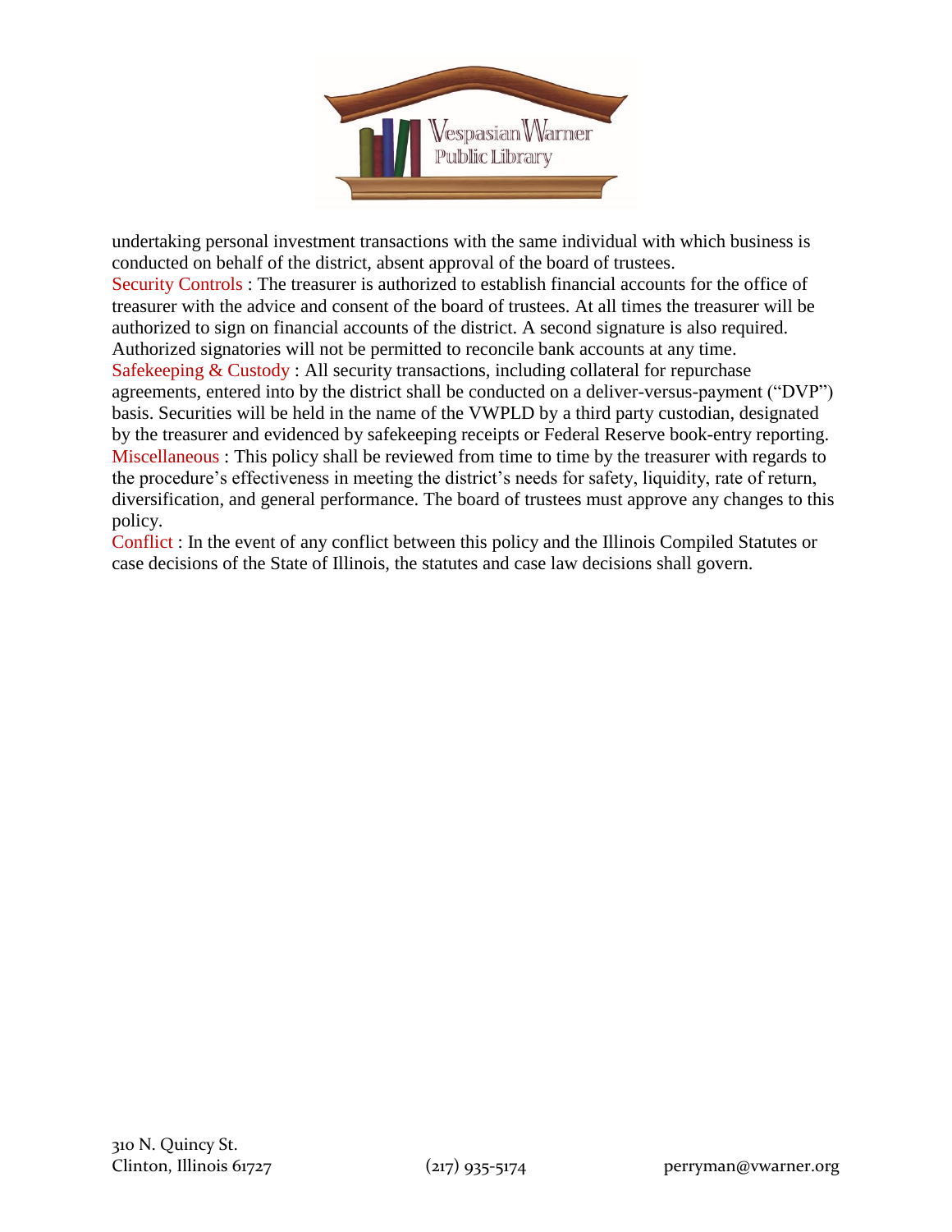undertaking personal investment transactions with the same individual with which business is conducted on behalf of the district, absent approval of the board of trustees.

Security Controls : The treasurer is authorized to establish financial accounts for the office of treasurer with the advice and consent of the board of trustees. At all times the treasurer will be authorized to sign on financial accounts of the district. A second signature is also required. Authorized signatories will not be permitted to reconcile bank accounts at any time.

Safekeeping & Custody : All security transactions, including collateral for repurchase agreements, entered into by the district shall be conducted on a deliver-versus-payment ("DVP") basis. Securities will be held in the name of the VWPLD by a third party custodian, designated by the treasurer and evidenced by safekeeping receipts or Federal Reserve book-entry reporting.

Miscellaneous : This policy shall be reviewed from time to time by the treasurer with regards to the procedure's effectiveness in meeting the district's needs for safety, liquidity, rate of return, diversification, and general performance. The board of trustees must approve any changes to this policy.

Conflict : In the event of any conflict between this policy and the Illinois Compiled Statutes or case decisions of the State of Illinois, the statutes and case law decisions shall govern.